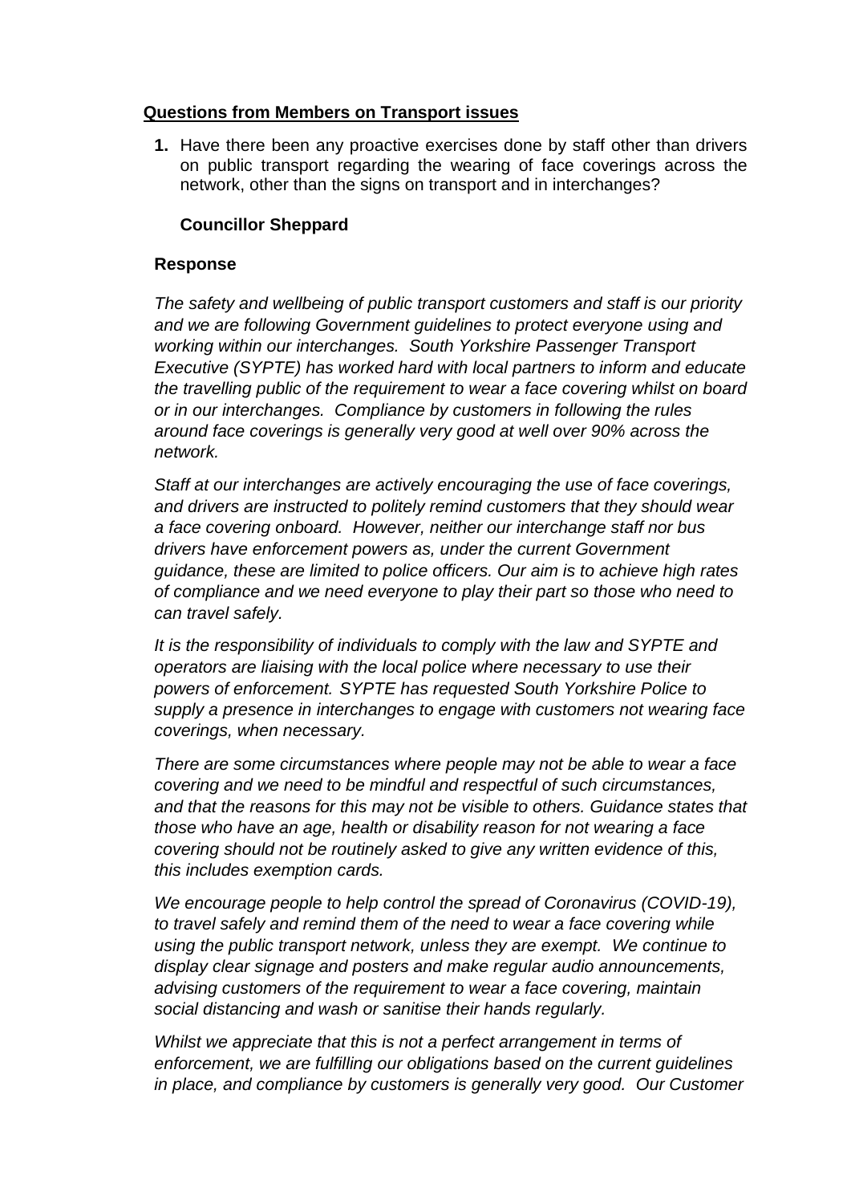**Questions from Members on Transport issues**

1. Have there been any proactive exercises done by staff other than drivers on public transport regarding the wearing of face coverings across the network, other than the signs on transport and in interchanges?

   **Councillor Sheppard**

   **Response**

   *The safety and wellbeing of public transport customers and staff is our priority and we are following Government guidelines to protect everyone using and working within our interchanges. South Yorkshire Passenger Transport Executive (SYPTE) has worked hard with local partners to inform and educate the travelling public of the requirement to wear a face covering whilst on board or in our interchanges. Compliance by customers in following the rules around face coverings is generally very good at well over 90% across the network.*

   *Staff at our interchanges are actively encouraging the use of face coverings, and drivers are instructed to politely remind customers that they should wear a face covering onboard. However, neither our interchange staff nor bus drivers have enforcement powers as, under the current Government guidance, these are limited to police officers. Our aim is to achieve high rates of compliance and we need everyone to play their part so those who need to can travel safely.*

   *It is the responsibility of individuals to comply with the law and SYPTE and operators are liaising with the local police where necessary to use their powers of enforcement. SYPTE has requested South Yorkshire Police to supply a presence in interchanges to engage with customers not wearing face coverings, when necessary.*

   *There are some circumstances where people may not be able to wear a face covering and we need to be mindful and respectful of such circumstances, and that the reasons for this may not be visible to others. Guidance states that those who have an age, health or disability reason for not wearing a face covering should not be routinely asked to give any written evidence of this, this includes exemption cards.*

   *We encourage people to help control the spread of Coronavirus (COVID-19), to travel safely and remind them of the need to wear a face covering while using the public transport network, unless they are exempt. We continue to display clear signage and posters and make regular audio announcements, advising customers of the requirement to wear a face covering, maintain social distancing and wash or sanitise their hands regularly.*

   *Whilst we appreciate that this is not a perfect arrangement in terms of enforcement, we are fulfilling our obligations based on the current guidelines in place, and compliance by customers is generally very good. Our Customer*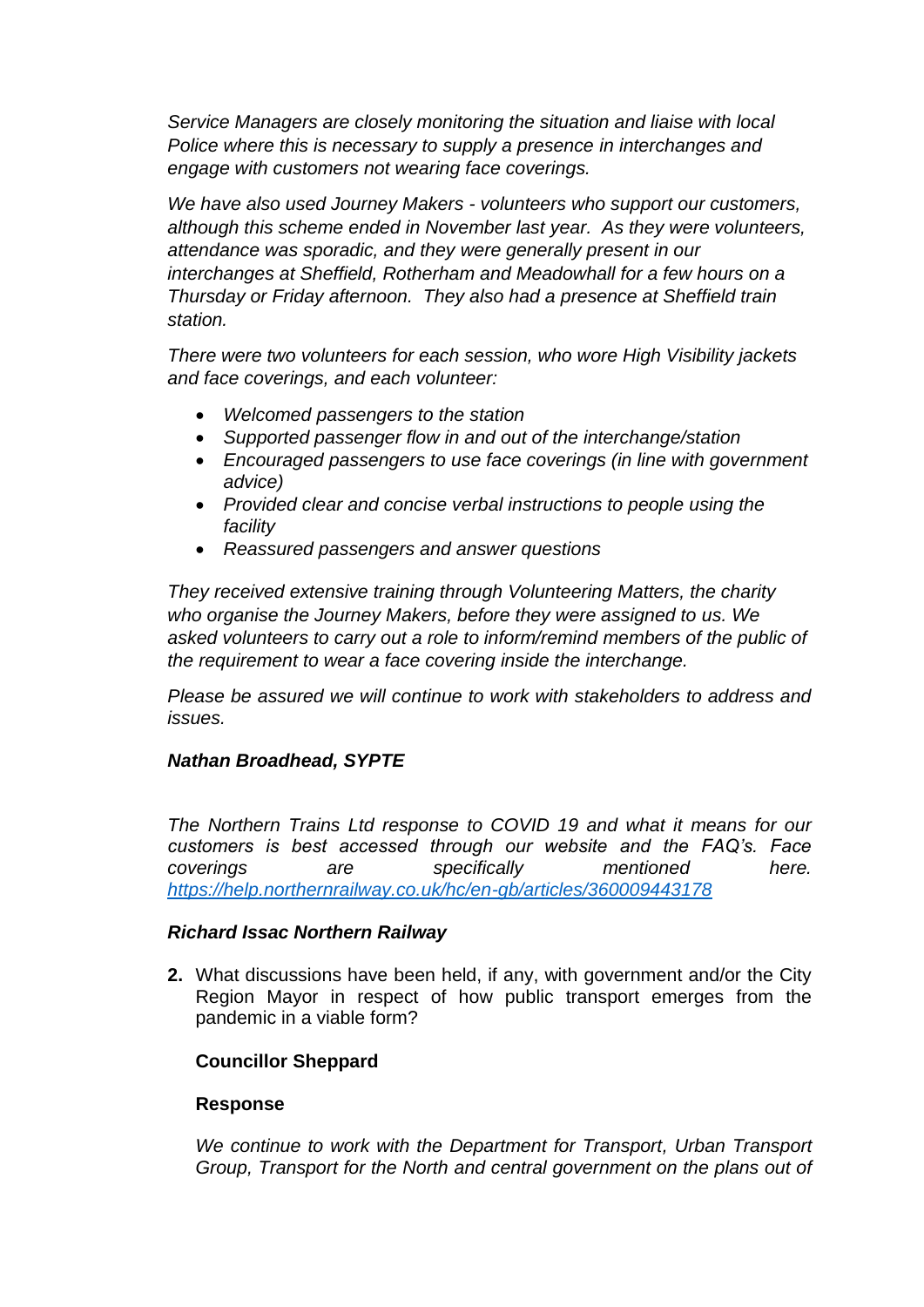*Service Managers are closely monitoring the situation and liaise with local Police where this is necessary to supply a presence in interchanges and engage with customers not wearing face coverings.*

*We have also used Journey Makers - volunteers who support our customers, although this scheme ended in November last year. As they were volunteers, attendance was sporadic, and they were generally present in our interchanges at Sheffield, Rotherham and Meadowhall for a few hours on a Thursday or Friday afternoon. They also had a presence at Sheffield train station.*

*There were two volunteers for each session, who wore High Visibility jackets and face coverings, and each volunteer:*

- *Welcomed passengers to the station*
- *Supported passenger flow in and out of the interchange/station*
- *Encouraged passengers to use face coverings (in line with government advice)*
- *Provided clear and concise verbal instructions to people using the facility*
- *Reassured passengers and answer questions*

*They received extensive training through Volunteering Matters, the charity who organise the Journey Makers, before they were assigned to us. We asked volunteers to carry out a role to inform/remind members of the public of the requirement to wear a face covering inside the interchange.*

*Please be assured we will continue to work with stakeholders to address and issues.*

***Nathan Broadhead, SYPTE***

*The Northern Trains Ltd response to COVID 19 and what it means for our customers is best accessed through our website and the FAQ's. Face coverings are specifically mentioned here. [https://help.northernrailway.co.uk/hc/en-gb/articles/360009443178](https://help.northernrailway.co.uk/hc/en-gb/articles/360009443178)*

***Richard Issac Northern Railway***

**2.** What discussions have been held, if any, with government and/or the City Region Mayor in respect of how public transport emerges from the pandemic in a viable form?

**Councillor Sheppard**

**Response**

*We continue to work with the Department for Transport, Urban Transport Group, Transport for the North and central government on the plans out of*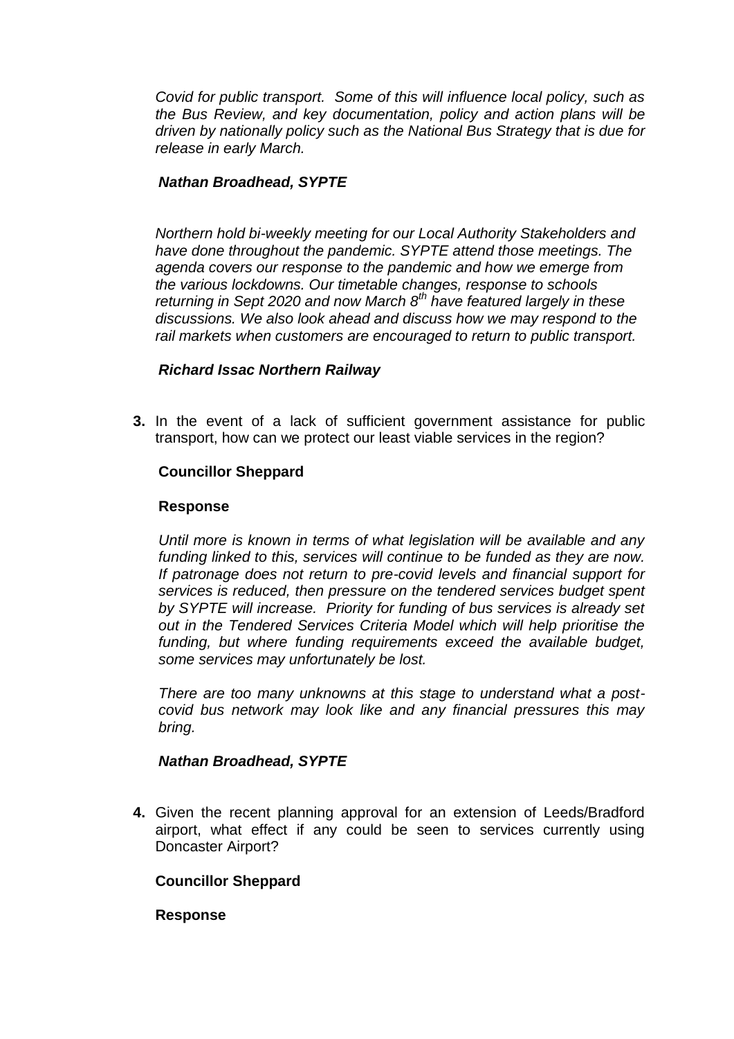*Covid for public transport. Some of this will influence local policy, such as the Bus Review, and key documentation, policy and action plans will be driven by nationally policy such as the National Bus Strategy that is due for release in early March.*

***Nathan Broadhead, SYPTE***

*Northern hold bi-weekly meeting for our Local Authority Stakeholders and have done throughout the pandemic. SYPTE attend those meetings. The agenda covers our response to the pandemic and how we emerge from the various lockdowns. Our timetable changes, response to schools returning in Sept 2020 and now March 8th have featured largely in these discussions. We also look ahead and discuss how we may respond to the rail markets when customers are encouraged to return to public transport.*

***Richard Issac Northern Railway***

**3.** In the event of a lack of sufficient government assistance for public transport, how can we protect our least viable services in the region?

**Councillor Sheppard**

**Response**

*Until more is known in terms of what legislation will be available and any funding linked to this, services will continue to be funded as they are now. If patronage does not return to pre-covid levels and financial support for services is reduced, then pressure on the tendered services budget spent by SYPTE will increase. Priority for funding of bus services is already set out in the Tendered Services Criteria Model which will help prioritise the funding, but where funding requirements exceed the available budget, some services may unfortunately be lost.*

*There are too many unknowns at this stage to understand what a post-covid bus network may look like and any financial pressures this may bring.*

***Nathan Broadhead, SYPTE***

**4.** Given the recent planning approval for an extension of Leeds/Bradford airport, what effect if any could be seen to services currently using Doncaster Airport?

**Councillor Sheppard**

**Response**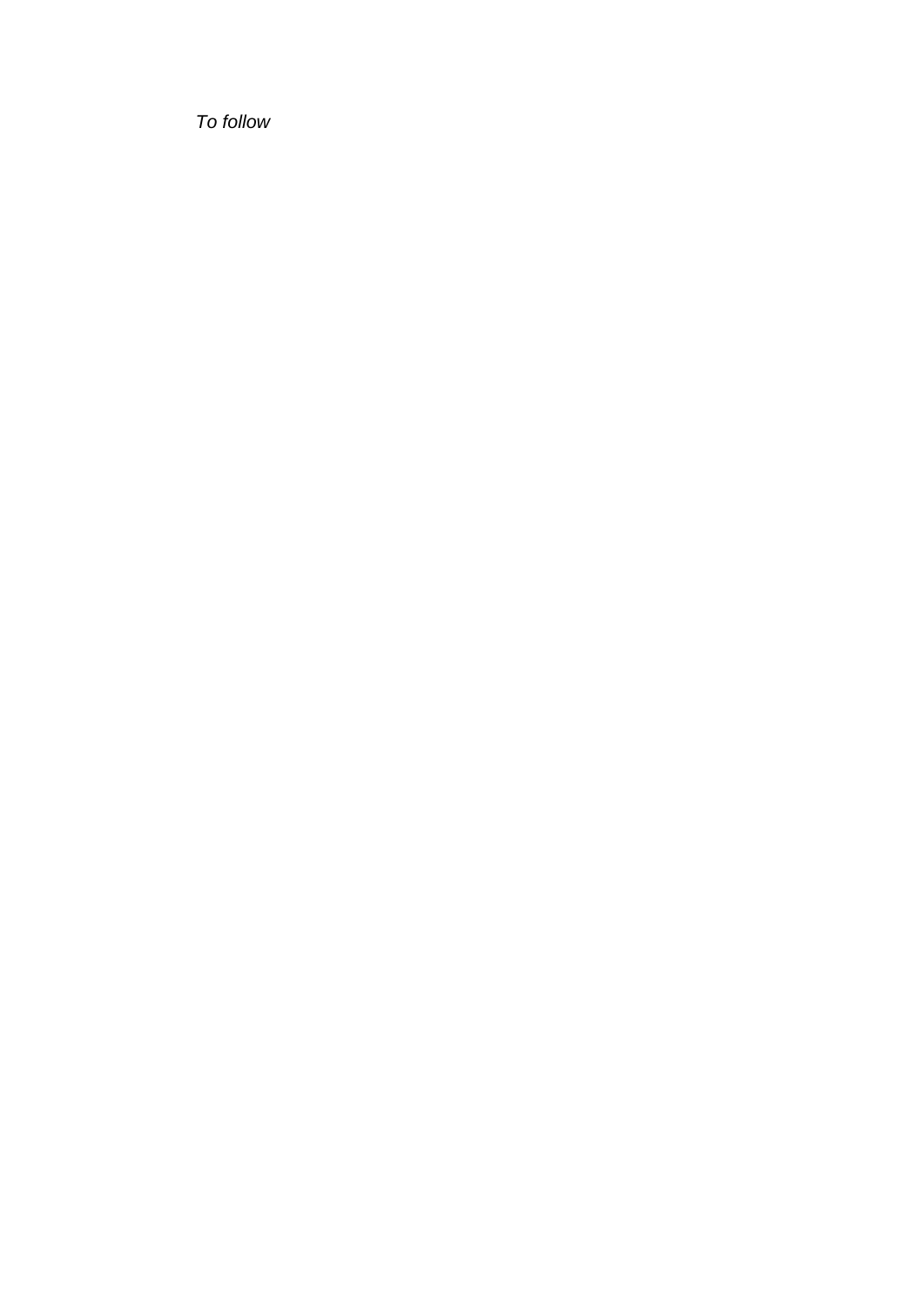*To follow*